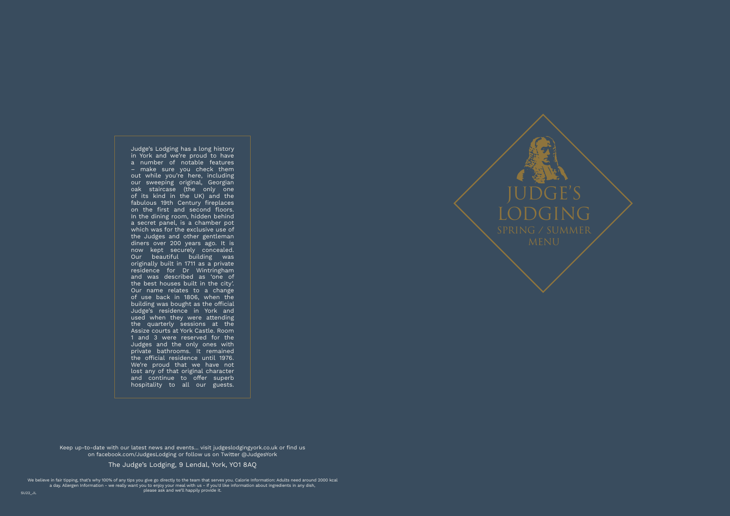# JUDGE'S LODGING

## SPRING / SUMMER MENU

Judge's Lodging has a long history in York and we're proud to have a number of notable features – make sure you check them out while you're here, including our sweeping original, Georgian oak staircase (the only one of its kind in the UK) and the fabulous 19th Century fireplaces on the first and second floors. In the dining room, hidden behind a secret panel, is a chamber pot which was for the exclusive use of the Judges and other gentleman diners over 200 years ago. It is now kept securely concealed. Our beautiful building was originally built in 1711 as a private residence for Dr Wintringham and was described as 'one of the best houses built in the city'. Our name relates to a change of use back in 1806, when the building was bought as the official Judge's residence in York and used when they were attending the quarterly sessions at the Assize courts at York Castle. Room 1 and 3 were reserved for the Judges and the only ones with private bathrooms. It remained the official residence until 1976. We're proud that we have not lost any of that original character and continue to offer superb hospitality to all our guests.

Keep up-to-date with our latest news and events... visit judgeslodgingyork.co.uk or find us on facebook.com/JudgesLodging or follow us on Twitter @JudgesYork

The Judge's Lodging, 9 Lendal, York, YO1 8AQ

We believe in fair tipping, that's why 100% of any tips you give go directly to the team that serves you. Calorie Information: Adults need around 2000 kcal a day. Allergen Information - we really want you to enjoy your meal with us - if you'd like information about ingredients in any dish, please ask and we'll happily provide it.

SU22_JL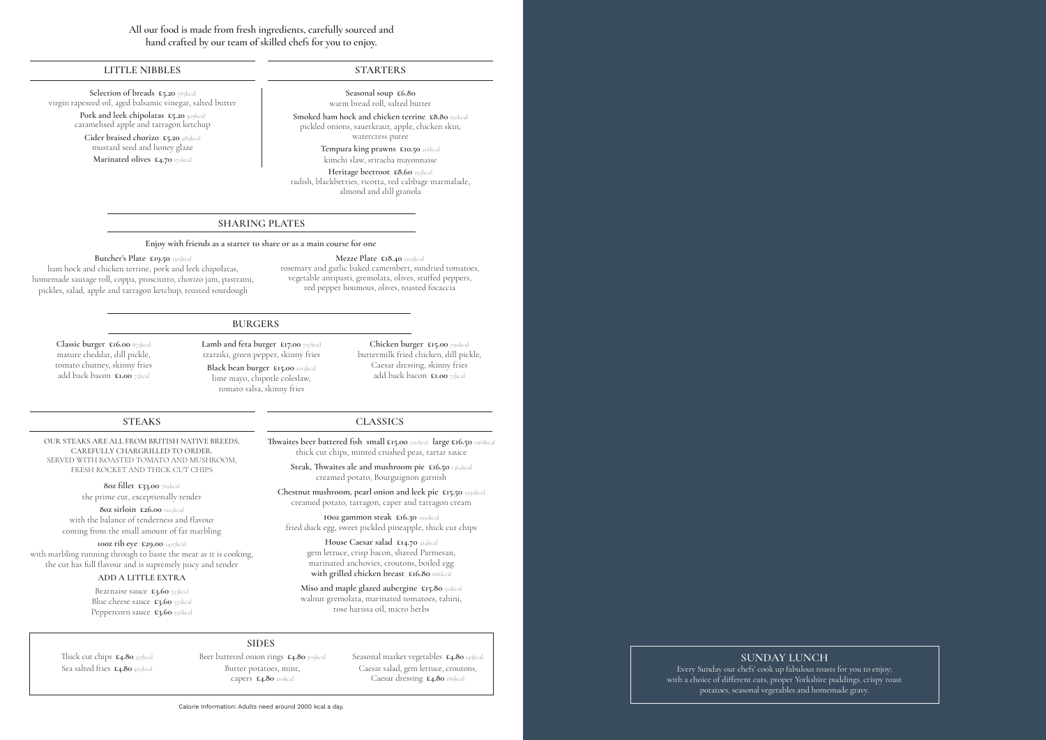All our food is made from fresh ingredients, carefully sourced and hand crafted by our team of skilled chefs for you to enjoy.

## LITTLE NIBBLES

**Selection of breads £5.20** 785kcal
virgin rapeseed oil, aged balsamic vinegar, salted butter

**Pork and leek chipolatas £5.20** 309kcal
caramelised apple and tarragon ketchup

**Cider braised chorizo £5.20** 489kcal
mustard seed and honey glaze

**Marinated olives £4.70** 170kcal

## STARTERS

**Seasonal soup £6.80**
warm bread roll, salted butter

**Smoked ham hock and chicken terrine £8.80** 621kcal
pickled onions, sauerkraut, apple, chicken skin, watercress puree

**Tempura king prawns £10.50** 216kcal
kimchi slaw, sriracha mayonnaise

**Heritage beetroot £8.60** 295kcal
radish, blackberries, ricotta, red cabbage marmalade, almond and dill granola

## SHARING PLATES

**Enjoy with friends as a starter to share or as a main course for one**

**Butcher's Plate £19.50** 1315kcal
ham hock and chicken terrine, pork and leek chipolatas, homemade sausage roll, coppa, prosciutto, chorizo jam, pastrami, pickles, salad, apple and tarragon ketchup, toasted sourdough

**Mezze Plate £18.40** 1105kcal
rosemary and garlic baked camembert, sundried tomatoes, vegetable antipasti, gremolata, olives, stuffed peppers, red pepper houmous, olives, toasted focaccia

## BURGERS

**Classic burger £16.00** 873kcal
mature cheddar, dill pickle, tomato chutney, skinny fries
add back bacon **£1.00** 73kcal

**Lamb and feta burger £17.00** 757kcal
tzatziki, green pepper, skinny fries

**Black bean burger £15.00** 1013kcal
lime mayo, chipotle coleslaw, tomato salsa, skinny fries

**Chicken burger £15.00** 790kcal
buttermilk fried chicken, dill pickle, Caesar dressing, skinny fries
add back bacon **£1.00** 73kcal

## STEAKS

OUR STEAKS ARE ALL FROM BRITISH NATIVE BREEDS, CAREFULLY CHARGRILLED TO ORDER. SERVED WITH ROASTED TOMATO AND MUSHROOM, FRESH ROCKET AND THICK CUT CHIPS

**8oz fillet £33.00** 761kcal
the prime cut, exceptionally tender

**8oz sirloin £26.00** 1225kcal
with the balance of tenderness and flavour coming from the small amount of fat marbling

**10oz rib eye £29.00** 1407kcal
with marbling running through to baste the meat as it is cooking, the cut has full flavour and is supremely juicy and tender

### ADD A LITTLE EXTRA

Bearnaise sauce **£3.60** 553kcal
Blue cheese sauce **£3.60** 572kcal
Peppercorn sauce **£3.60** 556kcal

## CLASSICS

**Thwaites beer battered fish** small **£15.00** 1111kcal large **£16.50** 1268kcal
thick cut chips, minted crushed peas, tartar sauce

**Steak, Thwaites ale and mushroom pie £16.50** 1364kcal
creamed potato, Bourguignon garnish

**Chestnut mushroom, pearl onion and leek pie £15.50** 1292kcal
creamed potato, tarragon, caper and tarragon cream

**10oz gammon steak £16.30** 1100kcal
fried duck egg, sweet pickled pineapple, thick cut chips

**House Caesar salad £14.70** 414kcal
gem lettuce, crisp bacon, shaved Parmesan, marinated anchovies, croutons, boiled egg
**with grilled chicken breast £16.80** 686kcal

**Miso and maple glazed aubergine £15.80** 511kcal
walnut gremolata, marinated tomatoes, tahini, rose harissa oil, micro herbs

## SIDES

Thick cut chips **£4.80** 317kcal
Sea salted fries **£4.80** 465kcal
Beer battered onion rings **£4.80** 309kcal
Butter potatoes, mint, capers **£4.80** 210kcal
Seasonal market vegetables **£4.80** 143kcal
Caesar salad, gem lettuce, croutons, Caesar dressing **£4.80** 189kcal

Calorie Information: Adults need around 2000 kcal a day.

## SUNDAY LUNCH

Every Sunday our chefs' cook up fabulous roasts for you to enjoy; with a choice of different cuts, proper Yorkshire puddings, crispy roast potatoes, seasonal vegetables and homemade gravy.